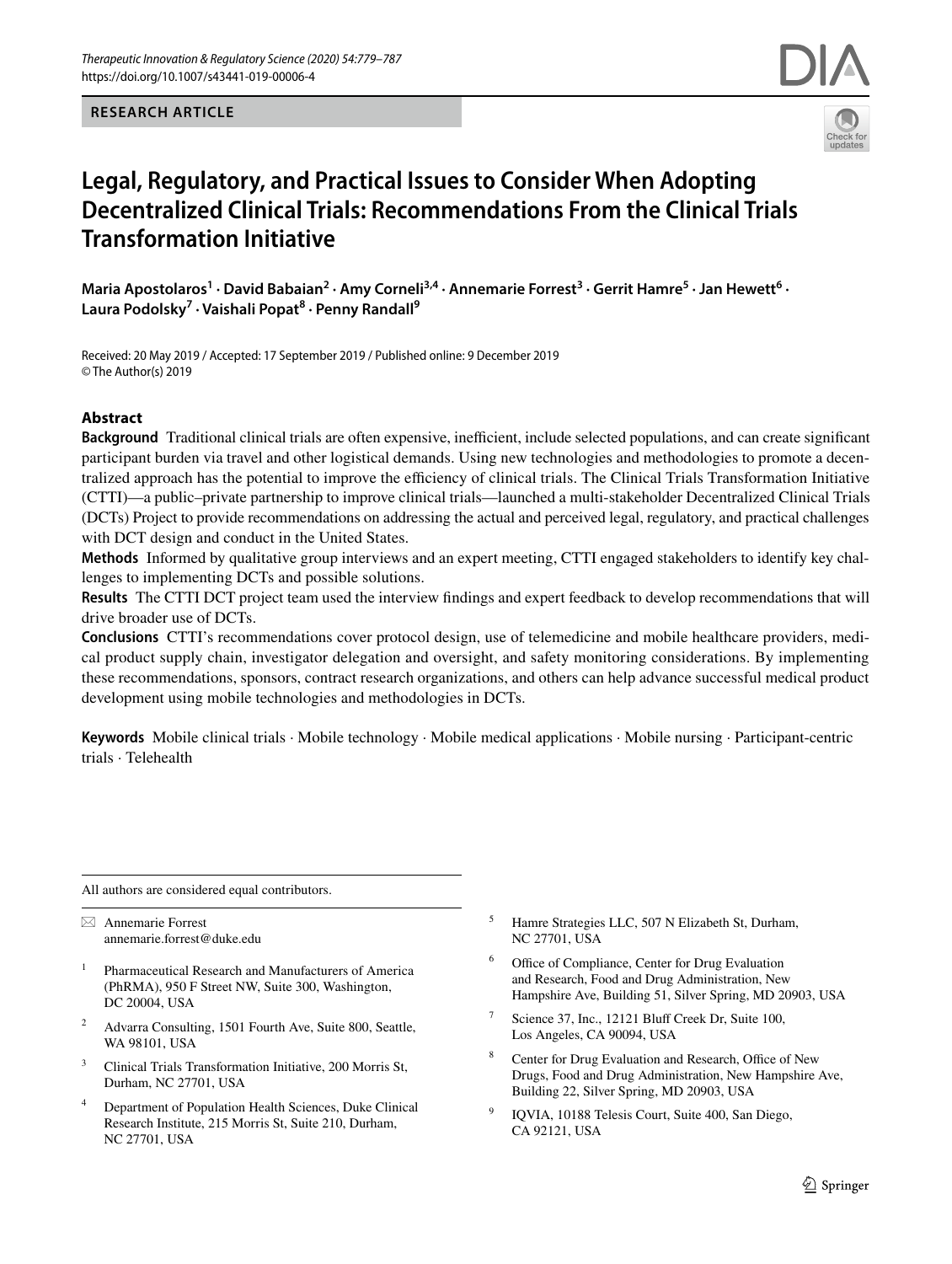RESEARCH ARTICLE

# Legal, Regulatory, and Practical Issues to Consider When Adopting Decentralized Clinical Trials: Recommendations From the Clinical Trials Transformation Initiative

**Maria Apostolaros[1] · David Babaian[2] · Amy Corneli[3,4] · Annemarie Forrest[3] · Gerrit Hamre[5] · Jan Hewett[6] · Laura Podolsky[7] · Vaishali Popat[8] · Penny Randall[9]**

Received: 20 May 2019 / Accepted: 17 September 2019 / Published online: 9 December 2019
© The Author(s) 2019

## Abstract

**Background** Traditional clinical trials are often expensive, inefficient, include selected populations, and can create significant participant burden via travel and other logistical demands. Using new technologies and methodologies to promote a decentralized approach has the potential to improve the efficiency of clinical trials. The Clinical Trials Transformation Initiative (CTTI)—a public–private partnership to improve clinical trials—launched a multi-stakeholder Decentralized Clinical Trials (DCTs) Project to provide recommendations on addressing the actual and perceived legal, regulatory, and practical challenges with DCT design and conduct in the United States.

**Methods** Informed by qualitative group interviews and an expert meeting, CTTI engaged stakeholders to identify key challenges to implementing DCTs and possible solutions.

**Results** The CTTI DCT project team used the interview findings and expert feedback to develop recommendations that will drive broader use of DCTs.

**Conclusions** CTTI's recommendations cover protocol design, use of telemedicine and mobile healthcare providers, medical product supply chain, investigator delegation and oversight, and safety monitoring considerations. By implementing these recommendations, sponsors, contract research organizations, and others can help advance successful medical product development using mobile technologies and methodologies in DCTs.

**Keywords** Mobile clinical trials · Mobile technology · Mobile medical applications · Mobile nursing · Participant-centric trials · Telehealth

---

All authors are considered equal contributors.

✉ Annemarie Forrest
annemarie.forrest@duke.edu

1 Pharmaceutical Research and Manufacturers of America (PhRMA), 950 F Street NW, Suite 300, Washington, DC 20004, USA

2 Advarra Consulting, 1501 Fourth Ave, Suite 800, Seattle, WA 98101, USA

3 Clinical Trials Transformation Initiative, 200 Morris St, Durham, NC 27701, USA

4 Department of Population Health Sciences, Duke Clinical Research Institute, 215 Morris St, Suite 210, Durham, NC 27701, USA

5 Hamre Strategies LLC, 507 N Elizabeth St, Durham, NC 27701, USA

6 Office of Compliance, Center for Drug Evaluation and Research, Food and Drug Administration, New Hampshire Ave, Building 51, Silver Spring, MD 20903, USA

7 Science 37, Inc., 12121 Bluff Creek Dr, Suite 100, Los Angeles, CA 90094, USA

8 Center for Drug Evaluation and Research, Office of New Drugs, Food and Drug Administration, New Hampshire Ave, Building 22, Silver Spring, MD 20903, USA

9 IQVIA, 10188 Telesis Court, Suite 400, San Diego, CA 92121, USA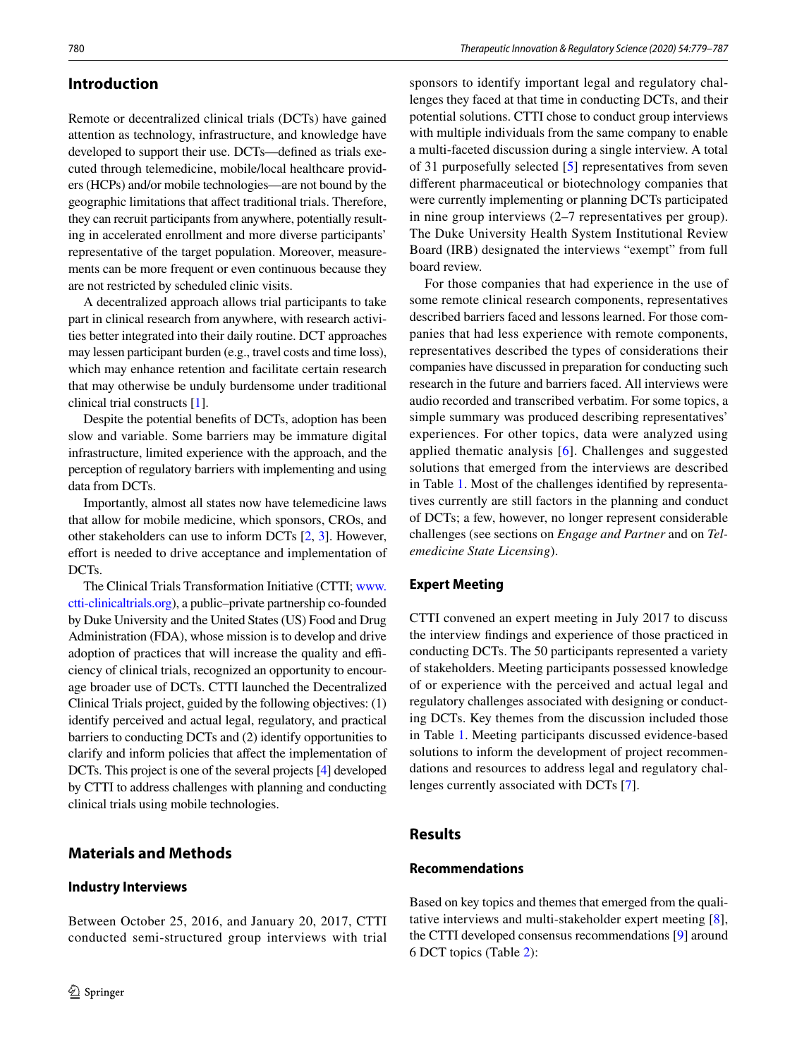## Introduction

Remote or decentralized clinical trials (DCTs) have gained attention as technology, infrastructure, and knowledge have developed to support their use. DCTs—defined as trials executed through telemedicine, mobile/local healthcare providers (HCPs) and/or mobile technologies—are not bound by the geographic limitations that affect traditional trials. Therefore, they can recruit participants from anywhere, potentially resulting in accelerated enrollment and more diverse participants' representative of the target population. Moreover, measurements can be more frequent or even continuous because they are not restricted by scheduled clinic visits.

A decentralized approach allows trial participants to take part in clinical research from anywhere, with research activities better integrated into their daily routine. DCT approaches may lessen participant burden (e.g., travel costs and time loss), which may enhance retention and facilitate certain research that may otherwise be unduly burdensome under traditional clinical trial constructs [1].

Despite the potential benefits of DCTs, adoption has been slow and variable. Some barriers may be immature digital infrastructure, limited experience with the approach, and the perception of regulatory barriers with implementing and using data from DCTs.

Importantly, almost all states now have telemedicine laws that allow for mobile medicine, which sponsors, CROs, and other stakeholders can use to inform DCTs [2, 3]. However, effort is needed to drive acceptance and implementation of DCTs.

The Clinical Trials Transformation Initiative (CTTI; www.ctti-clinicaltrials.org), a public–private partnership co-founded by Duke University and the United States (US) Food and Drug Administration (FDA), whose mission is to develop and drive adoption of practices that will increase the quality and efficiency of clinical trials, recognized an opportunity to encourage broader use of DCTs. CTTI launched the Decentralized Clinical Trials project, guided by the following objectives: (1) identify perceived and actual legal, regulatory, and practical barriers to conducting DCTs and (2) identify opportunities to clarify and inform policies that affect the implementation of DCTs. This project is one of the several projects [4] developed by CTTI to address challenges with planning and conducting clinical trials using mobile technologies.

## Materials and Methods

### Industry Interviews

Between October 25, 2016, and January 20, 2017, CTTI conducted semi-structured group interviews with trial sponsors to identify important legal and regulatory challenges they faced at that time in conducting DCTs, and their potential solutions. CTTI chose to conduct group interviews with multiple individuals from the same company to enable a multi-faceted discussion during a single interview. A total of 31 purposefully selected [5] representatives from seven different pharmaceutical or biotechnology companies that were currently implementing or planning DCTs participated in nine group interviews (2–7 representatives per group). The Duke University Health System Institutional Review Board (IRB) designated the interviews "exempt" from full board review.

For those companies that had experience in the use of some remote clinical research components, representatives described barriers faced and lessons learned. For those companies that had less experience with remote components, representatives described the types of considerations their companies have discussed in preparation for conducting such research in the future and barriers faced. All interviews were audio recorded and transcribed verbatim. For some topics, a simple summary was produced describing representatives' experiences. For other topics, data were analyzed using applied thematic analysis [6]. Challenges and suggested solutions that emerged from the interviews are described in Table 1. Most of the challenges identified by representatives currently are still factors in the planning and conduct of DCTs; a few, however, no longer represent considerable challenges (see sections on *Engage and Partner* and on *Telemedicine State Licensing*).

### Expert Meeting

CTTI convened an expert meeting in July 2017 to discuss the interview findings and experience of those practiced in conducting DCTs. The 50 participants represented a variety of stakeholders. Meeting participants possessed knowledge of or experience with the perceived and actual legal and regulatory challenges associated with designing or conducting DCTs. Key themes from the discussion included those in Table 1. Meeting participants discussed evidence-based solutions to inform the development of project recommendations and resources to address legal and regulatory challenges currently associated with DCTs [7].

## Results

### Recommendations

Based on key topics and themes that emerged from the qualitative interviews and multi-stakeholder expert meeting [8], the CTTI developed consensus recommendations [9] around 6 DCT topics (Table 2):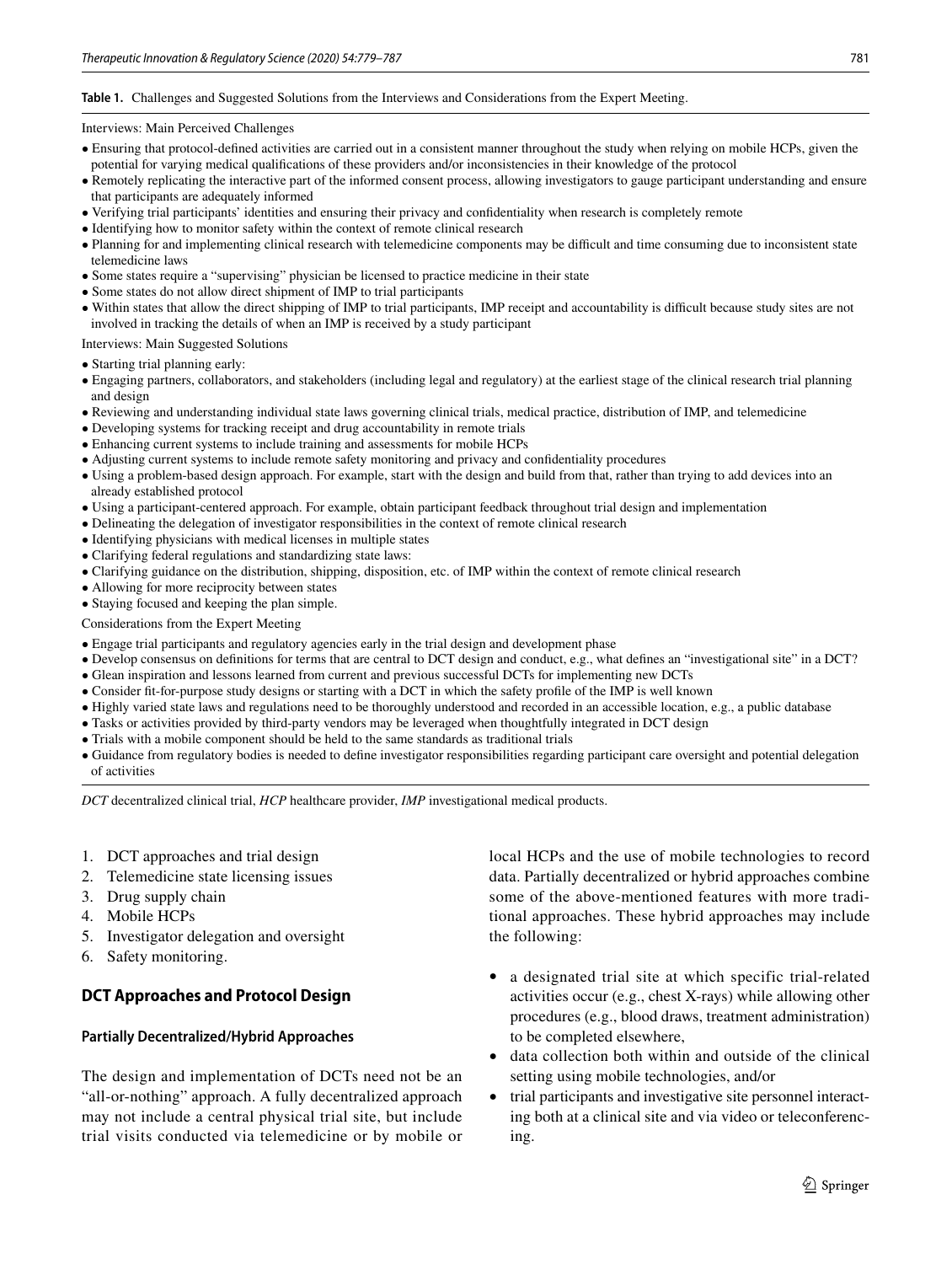**Table 1.** Challenges and Suggested Solutions from the Interviews and Considerations from the Expert Meeting.

Interviews: Main Perceived Challenges

- Ensuring that protocol-defined activities are carried out in a consistent manner throughout the study when relying on mobile HCPs, given the potential for varying medical qualifications of these providers and/or inconsistencies in their knowledge of the protocol
- Remotely replicating the interactive part of the informed consent process, allowing investigators to gauge participant understanding and ensure that participants are adequately informed
- Verifying trial participants' identities and ensuring their privacy and confidentiality when research is completely remote
- Identifying how to monitor safety within the context of remote clinical research
- Planning for and implementing clinical research with telemedicine components may be difficult and time consuming due to inconsistent state telemedicine laws
- Some states require a "supervising" physician be licensed to practice medicine in their state
- Some states do not allow direct shipment of IMP to trial participants
- Within states that allow the direct shipping of IMP to trial participants, IMP receipt and accountability is difficult because study sites are not involved in tracking the details of when an IMP is received by a study participant

Interviews: Main Suggested Solutions

- Starting trial planning early:
- Engaging partners, collaborators, and stakeholders (including legal and regulatory) at the earliest stage of the clinical research trial planning and design
- Reviewing and understanding individual state laws governing clinical trials, medical practice, distribution of IMP, and telemedicine
- Developing systems for tracking receipt and drug accountability in remote trials
- Enhancing current systems to include training and assessments for mobile HCPs
- Adjusting current systems to include remote safety monitoring and privacy and confidentiality procedures
- Using a problem-based design approach. For example, start with the design and build from that, rather than trying to add devices into an already established protocol
- Using a participant-centered approach. For example, obtain participant feedback throughout trial design and implementation
- Delineating the delegation of investigator responsibilities in the context of remote clinical research
- Identifying physicians with medical licenses in multiple states
- Clarifying federal regulations and standardizing state laws:
- Clarifying guidance on the distribution, shipping, disposition, etc. of IMP within the context of remote clinical research
- Allowing for more reciprocity between states
- Staying focused and keeping the plan simple.

Considerations from the Expert Meeting

- Engage trial participants and regulatory agencies early in the trial design and development phase
- Develop consensus on definitions for terms that are central to DCT design and conduct, e.g., what defines an "investigational site" in a DCT?
- Glean inspiration and lessons learned from current and previous successful DCTs for implementing new DCTs
- Consider fit-for-purpose study designs or starting with a DCT in which the safety profile of the IMP is well known
- Highly varied state laws and regulations need to be thoroughly understood and recorded in an accessible location, e.g., a public database
- Tasks or activities provided by third-party vendors may be leveraged when thoughtfully integrated in DCT design
- Trials with a mobile component should be held to the same standards as traditional trials
- Guidance from regulatory bodies is needed to define investigator responsibilities regarding participant care oversight and potential delegation of activities

*DCT* decentralized clinical trial, *HCP* healthcare provider, *IMP* investigational medical products.

1. DCT approaches and trial design
2. Telemedicine state licensing issues
3. Drug supply chain
4. Mobile HCPs
5. Investigator delegation and oversight
6. Safety monitoring.

## DCT Approaches and Protocol Design

### Partially Decentralized/Hybrid Approaches

The design and implementation of DCTs need not be an "all-or-nothing" approach. A fully decentralized approach may not include a central physical trial site, but include trial visits conducted via telemedicine or by mobile or local HCPs and the use of mobile technologies to record data. Partially decentralized or hybrid approaches combine some of the above-mentioned features with more traditional approaches. These hybrid approaches may include the following:

- a designated trial site at which specific trial-related activities occur (e.g., chest X-rays) while allowing other procedures (e.g., blood draws, treatment administration) to be completed elsewhere,
- data collection both within and outside of the clinical setting using mobile technologies, and/or
- trial participants and investigative site personnel interacting both at a clinical site and via video or teleconferencing.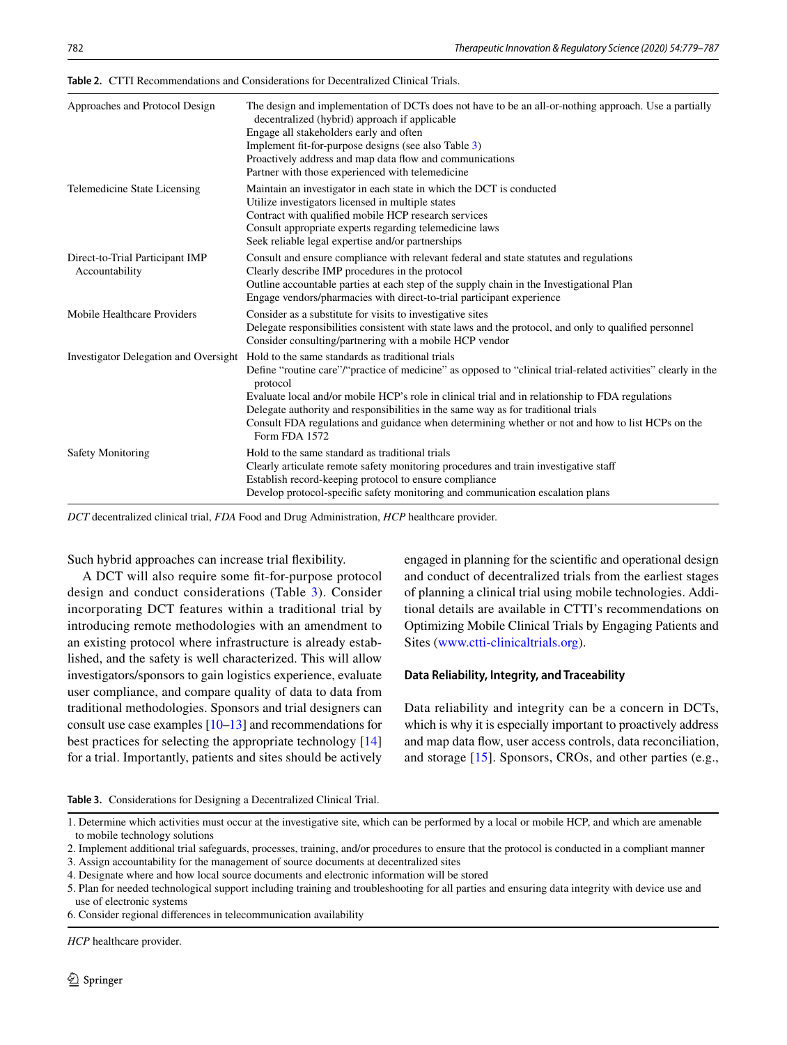**Table 2.** CTTI Recommendations and Considerations for Decentralized Clinical Trials.

| | |
|---|---|
| Approaches and Protocol Design | The design and implementation of DCTs does not have to be an all-or-nothing approach. Use a partially decentralized (hybrid) approach if applicable<br>Engage all stakeholders early and often<br>Implement fit-for-purpose designs (see also Table 3)<br>Proactively address and map data flow and communications<br>Partner with those experienced with telemedicine |
| Telemedicine State Licensing | Maintain an investigator in each state in which the DCT is conducted<br>Utilize investigators licensed in multiple states<br>Contract with qualified mobile HCP research services<br>Consult appropriate experts regarding telemedicine laws<br>Seek reliable legal expertise and/or partnerships |
| Direct-to-Trial Participant IMP Accountability | Consult and ensure compliance with relevant federal and state statutes and regulations<br>Clearly describe IMP procedures in the protocol<br>Outline accountable parties at each step of the supply chain in the Investigational Plan<br>Engage vendors/pharmacies with direct-to-trial participant experience |
| Mobile Healthcare Providers | Consider as a substitute for visits to investigative sites<br>Delegate responsibilities consistent with state laws and the protocol, and only to qualified personnel<br>Consider consulting/partnering with a mobile HCP vendor |
| Investigator Delegation and Oversight | Hold to the same standards as traditional trials<br>Define "routine care"/"practice of medicine" as opposed to "clinical trial-related activities" clearly in the protocol<br>Evaluate local and/or mobile HCP's role in clinical trial and in relationship to FDA regulations<br>Delegate authority and responsibilities in the same way as for traditional trials<br>Consult FDA regulations and guidance when determining whether or not and how to list HCPs on the Form FDA 1572 |
| Safety Monitoring | Hold to the same standard as traditional trials<br>Clearly articulate remote safety monitoring procedures and train investigative staff<br>Establish record-keeping protocol to ensure compliance<br>Develop protocol-specific safety monitoring and communication escalation plans |

*DCT* decentralized clinical trial, *FDA* Food and Drug Administration, *HCP* healthcare provider.

Such hybrid approaches can increase trial flexibility.

A DCT will also require some fit-for-purpose protocol design and conduct considerations (Table 3). Consider incorporating DCT features within a traditional trial by introducing remote methodologies with an amendment to an existing protocol where infrastructure is already established, and the safety is well characterized. This will allow investigators/sponsors to gain logistics experience, evaluate user compliance, and compare quality of data to data from traditional methodologies. Sponsors and trial designers can consult use case examples [10–13] and recommendations for best practices for selecting the appropriate technology [14] for a trial. Importantly, patients and sites should be actively engaged in planning for the scientific and operational design and conduct of decentralized trials from the earliest stages of planning a clinical trial using mobile technologies. Additional details are available in CTTI's recommendations on Optimizing Mobile Clinical Trials by Engaging Patients and Sites (www.ctti-clinicaltrials.org).

### Data Reliability, Integrity, and Traceability

Data reliability and integrity can be a concern in DCTs, which is why it is especially important to proactively address and map data flow, user access controls, data reconciliation, and storage [15]. Sponsors, CROs, and other parties (e.g.,

**Table 3.** Considerations for Designing a Decentralized Clinical Trial.

1. Determine which activities must occur at the investigative site, which can be performed by a local or mobile HCP, and which are amenable to mobile technology solutions
2. Implement additional trial safeguards, processes, training, and/or procedures to ensure that the protocol is conducted in a compliant manner
3. Assign accountability for the management of source documents at decentralized sites
4. Designate where and how local source documents and electronic information will be stored
5. Plan for needed technological support including training and troubleshooting for all parties and ensuring data integrity with device use and use of electronic systems
6. Consider regional differences in telecommunication availability

*HCP* healthcare provider.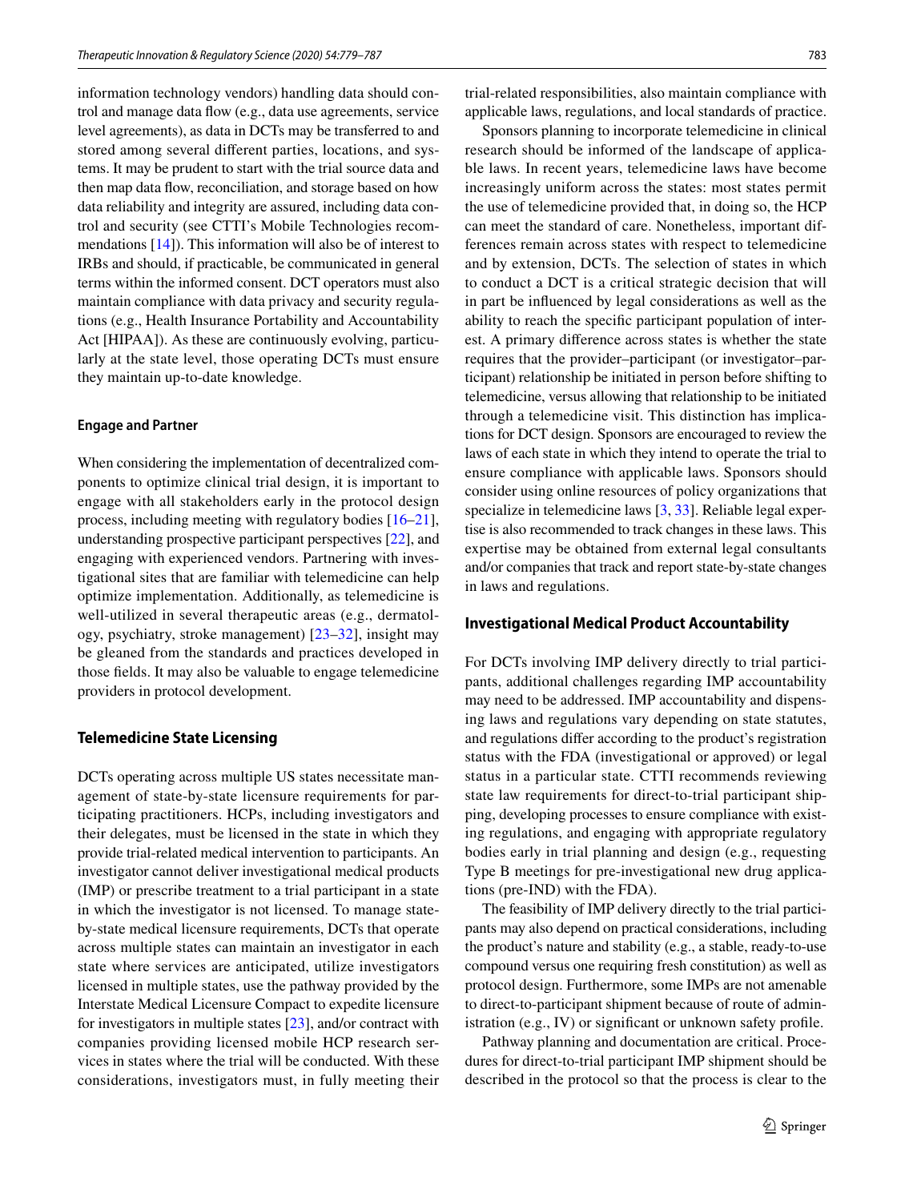information technology vendors) handling data should control and manage data flow (e.g., data use agreements, service level agreements), as data in DCTs may be transferred to and stored among several different parties, locations, and systems. It may be prudent to start with the trial source data and then map data flow, reconciliation, and storage based on how data reliability and integrity are assured, including data control and security (see CTTI's Mobile Technologies recommendations [14]). This information will also be of interest to IRBs and should, if practicable, be communicated in general terms within the informed consent. DCT operators must also maintain compliance with data privacy and security regulations (e.g., Health Insurance Portability and Accountability Act [HIPAA]). As these are continuously evolving, particularly at the state level, those operating DCTs must ensure they maintain up-to-date knowledge.

#### Engage and Partner

When considering the implementation of decentralized components to optimize clinical trial design, it is important to engage with all stakeholders early in the protocol design process, including meeting with regulatory bodies [16–21], understanding prospective participant perspectives [22], and engaging with experienced vendors. Partnering with investigational sites that are familiar with telemedicine can help optimize implementation. Additionally, as telemedicine is well-utilized in several therapeutic areas (e.g., dermatology, psychiatry, stroke management) [23–32], insight may be gleaned from the standards and practices developed in those fields. It may also be valuable to engage telemedicine providers in protocol development.

### Telemedicine State Licensing

DCTs operating across multiple US states necessitate management of state-by-state licensure requirements for participating practitioners. HCPs, including investigators and their delegates, must be licensed in the state in which they provide trial-related medical intervention to participants. An investigator cannot deliver investigational medical products (IMP) or prescribe treatment to a trial participant in a state in which the investigator is not licensed. To manage state-by-state medical licensure requirements, DCTs that operate across multiple states can maintain an investigator in each state where services are anticipated, utilize investigators licensed in multiple states, use the pathway provided by the Interstate Medical Licensure Compact to expedite licensure for investigators in multiple states [23], and/or contract with companies providing licensed mobile HCP research services in states where the trial will be conducted. With these considerations, investigators must, in fully meeting their trial-related responsibilities, also maintain compliance with applicable laws, regulations, and local standards of practice.

Sponsors planning to incorporate telemedicine in clinical research should be informed of the landscape of applicable laws. In recent years, telemedicine laws have become increasingly uniform across the states: most states permit the use of telemedicine provided that, in doing so, the HCP can meet the standard of care. Nonetheless, important differences remain across states with respect to telemedicine and by extension, DCTs. The selection of states in which to conduct a DCT is a critical strategic decision that will in part be influenced by legal considerations as well as the ability to reach the specific participant population of interest. A primary difference across states is whether the state requires that the provider–participant (or investigator–participant) relationship be initiated in person before shifting to telemedicine, versus allowing that relationship to be initiated through a telemedicine visit. This distinction has implications for DCT design. Sponsors are encouraged to review the laws of each state in which they intend to operate the trial to ensure compliance with applicable laws. Sponsors should consider using online resources of policy organizations that specialize in telemedicine laws [3, 33]. Reliable legal expertise is also recommended to track changes in these laws. This expertise may be obtained from external legal consultants and/or companies that track and report state-by-state changes in laws and regulations.

### Investigational Medical Product Accountability

For DCTs involving IMP delivery directly to trial participants, additional challenges regarding IMP accountability may need to be addressed. IMP accountability and dispensing laws and regulations vary depending on state statutes, and regulations differ according to the product's registration status with the FDA (investigational or approved) or legal status in a particular state. CTTI recommends reviewing state law requirements for direct-to-trial participant shipping, developing processes to ensure compliance with existing regulations, and engaging with appropriate regulatory bodies early in trial planning and design (e.g., requesting Type B meetings for pre-investigational new drug applications (pre-IND) with the FDA).

The feasibility of IMP delivery directly to the trial participants may also depend on practical considerations, including the product's nature and stability (e.g., a stable, ready-to-use compound versus one requiring fresh constitution) as well as protocol design. Furthermore, some IMPs are not amenable to direct-to-participant shipment because of route of administration (e.g., IV) or significant or unknown safety profile.

Pathway planning and documentation are critical. Procedures for direct-to-trial participant IMP shipment should be described in the protocol so that the process is clear to the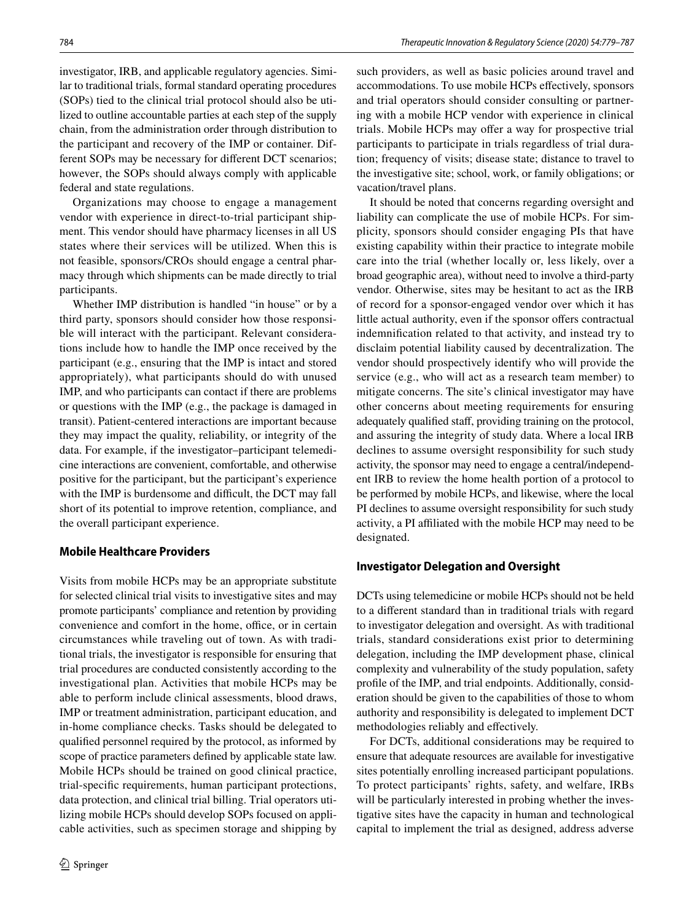investigator, IRB, and applicable regulatory agencies. Similar to traditional trials, formal standard operating procedures (SOPs) tied to the clinical trial protocol should also be utilized to outline accountable parties at each step of the supply chain, from the administration order through distribution to the participant and recovery of the IMP or container. Different SOPs may be necessary for different DCT scenarios; however, the SOPs should always comply with applicable federal and state regulations.

Organizations may choose to engage a management vendor with experience in direct-to-trial participant shipment. This vendor should have pharmacy licenses in all US states where their services will be utilized. When this is not feasible, sponsors/CROs should engage a central pharmacy through which shipments can be made directly to trial participants.

Whether IMP distribution is handled "in house" or by a third party, sponsors should consider how those responsible will interact with the participant. Relevant considerations include how to handle the IMP once received by the participant (e.g., ensuring that the IMP is intact and stored appropriately), what participants should do with unused IMP, and who participants can contact if there are problems or questions with the IMP (e.g., the package is damaged in transit). Patient-centered interactions are important because they may impact the quality, reliability, or integrity of the data. For example, if the investigator–participant telemedicine interactions are convenient, comfortable, and otherwise positive for the participant, but the participant's experience with the IMP is burdensome and difficult, the DCT may fall short of its potential to improve retention, compliance, and the overall participant experience.

### Mobile Healthcare Providers

Visits from mobile HCPs may be an appropriate substitute for selected clinical trial visits to investigative sites and may promote participants' compliance and retention by providing convenience and comfort in the home, office, or in certain circumstances while traveling out of town. As with traditional trials, the investigator is responsible for ensuring that trial procedures are conducted consistently according to the investigational plan. Activities that mobile HCPs may be able to perform include clinical assessments, blood draws, IMP or treatment administration, participant education, and in-home compliance checks. Tasks should be delegated to qualified personnel required by the protocol, as informed by scope of practice parameters defined by applicable state law. Mobile HCPs should be trained on good clinical practice, trial-specific requirements, human participant protections, data protection, and clinical trial billing. Trial operators utilizing mobile HCPs should develop SOPs focused on applicable activities, such as specimen storage and shipping by such providers, as well as basic policies around travel and accommodations. To use mobile HCPs effectively, sponsors and trial operators should consider consulting or partnering with a mobile HCP vendor with experience in clinical trials. Mobile HCPs may offer a way for prospective trial participants to participate in trials regardless of trial duration; frequency of visits; disease state; distance to travel to the investigative site; school, work, or family obligations; or vacation/travel plans.

It should be noted that concerns regarding oversight and liability can complicate the use of mobile HCPs. For simplicity, sponsors should consider engaging PIs that have existing capability within their practice to integrate mobile care into the trial (whether locally or, less likely, over a broad geographic area), without need to involve a third-party vendor. Otherwise, sites may be hesitant to act as the IRB of record for a sponsor-engaged vendor over which it has little actual authority, even if the sponsor offers contractual indemnification related to that activity, and instead try to disclaim potential liability caused by decentralization. The vendor should prospectively identify who will provide the service (e.g., who will act as a research team member) to mitigate concerns. The site's clinical investigator may have other concerns about meeting requirements for ensuring adequately qualified staff, providing training on the protocol, and assuring the integrity of study data. Where a local IRB declines to assume oversight responsibility for such study activity, the sponsor may need to engage a central/independent IRB to review the home health portion of a protocol to be performed by mobile HCPs, and likewise, where the local PI declines to assume oversight responsibility for such study activity, a PI affiliated with the mobile HCP may need to be designated.

### Investigator Delegation and Oversight

DCTs using telemedicine or mobile HCPs should not be held to a different standard than in traditional trials with regard to investigator delegation and oversight. As with traditional trials, standard considerations exist prior to determining delegation, including the IMP development phase, clinical complexity and vulnerability of the study population, safety profile of the IMP, and trial endpoints. Additionally, consideration should be given to the capabilities of those to whom authority and responsibility is delegated to implement DCT methodologies reliably and effectively.

For DCTs, additional considerations may be required to ensure that adequate resources are available for investigative sites potentially enrolling increased participant populations. To protect participants' rights, safety, and welfare, IRBs will be particularly interested in probing whether the investigative sites have the capacity in human and technological capital to implement the trial as designed, address adverse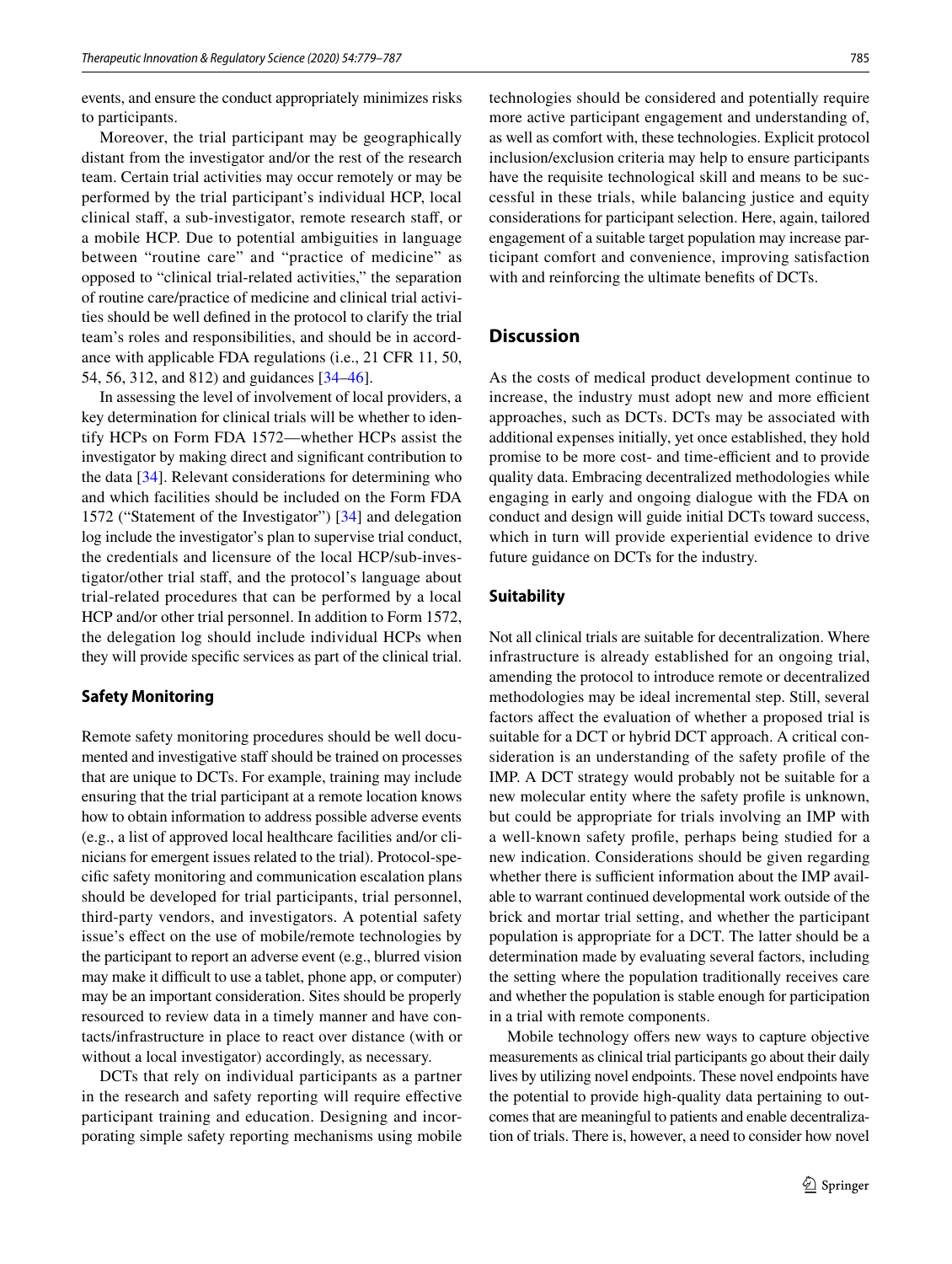events, and ensure the conduct appropriately minimizes risks to participants.

Moreover, the trial participant may be geographically distant from the investigator and/or the rest of the research team. Certain trial activities may occur remotely or may be performed by the trial participant's individual HCP, local clinical staff, a sub-investigator, remote research staff, or a mobile HCP. Due to potential ambiguities in language between "routine care" and "practice of medicine" as opposed to "clinical trial-related activities," the separation of routine care/practice of medicine and clinical trial activities should be well defined in the protocol to clarify the trial team's roles and responsibilities, and should be in accordance with applicable FDA regulations (i.e., 21 CFR 11, 50, 54, 56, 312, and 812) and guidances [34–46].

In assessing the level of involvement of local providers, a key determination for clinical trials will be whether to identify HCPs on Form FDA 1572—whether HCPs assist the investigator by making direct and significant contribution to the data [34]. Relevant considerations for determining who and which facilities should be included on the Form FDA 1572 ("Statement of the Investigator") [34] and delegation log include the investigator's plan to supervise trial conduct, the credentials and licensure of the local HCP/sub-investigator/other trial staff, and the protocol's language about trial-related procedures that can be performed by a local HCP and/or other trial personnel. In addition to Form 1572, the delegation log should include individual HCPs when they will provide specific services as part of the clinical trial.

### Safety Monitoring

Remote safety monitoring procedures should be well documented and investigative staff should be trained on processes that are unique to DCTs. For example, training may include ensuring that the trial participant at a remote location knows how to obtain information to address possible adverse events (e.g., a list of approved local healthcare facilities and/or clinicians for emergent issues related to the trial). Protocol-specific safety monitoring and communication escalation plans should be developed for trial participants, trial personnel, third-party vendors, and investigators. A potential safety issue's effect on the use of mobile/remote technologies by the participant to report an adverse event (e.g., blurred vision may make it difficult to use a tablet, phone app, or computer) may be an important consideration. Sites should be properly resourced to review data in a timely manner and have contacts/infrastructure in place to react over distance (with or without a local investigator) accordingly, as necessary.

DCTs that rely on individual participants as a partner in the research and safety reporting will require effective participant training and education. Designing and incorporating simple safety reporting mechanisms using mobile technologies should be considered and potentially require more active participant engagement and understanding of, as well as comfort with, these technologies. Explicit protocol inclusion/exclusion criteria may help to ensure participants have the requisite technological skill and means to be successful in these trials, while balancing justice and equity considerations for participant selection. Here, again, tailored engagement of a suitable target population may increase participant comfort and convenience, improving satisfaction with and reinforcing the ultimate benefits of DCTs.

## Discussion

As the costs of medical product development continue to increase, the industry must adopt new and more efficient approaches, such as DCTs. DCTs may be associated with additional expenses initially, yet once established, they hold promise to be more cost- and time-efficient and to provide quality data. Embracing decentralized methodologies while engaging in early and ongoing dialogue with the FDA on conduct and design will guide initial DCTs toward success, which in turn will provide experiential evidence to drive future guidance on DCTs for the industry.

### Suitability

Not all clinical trials are suitable for decentralization. Where infrastructure is already established for an ongoing trial, amending the protocol to introduce remote or decentralized methodologies may be ideal incremental step. Still, several factors affect the evaluation of whether a proposed trial is suitable for a DCT or hybrid DCT approach. A critical consideration is an understanding of the safety profile of the IMP. A DCT strategy would probably not be suitable for a new molecular entity where the safety profile is unknown, but could be appropriate for trials involving an IMP with a well-known safety profile, perhaps being studied for a new indication. Considerations should be given regarding whether there is sufficient information about the IMP available to warrant continued developmental work outside of the brick and mortar trial setting, and whether the participant population is appropriate for a DCT. The latter should be a determination made by evaluating several factors, including the setting where the population traditionally receives care and whether the population is stable enough for participation in a trial with remote components.

Mobile technology offers new ways to capture objective measurements as clinical trial participants go about their daily lives by utilizing novel endpoints. These novel endpoints have the potential to provide high-quality data pertaining to outcomes that are meaningful to patients and enable decentralization of trials. There is, however, a need to consider how novel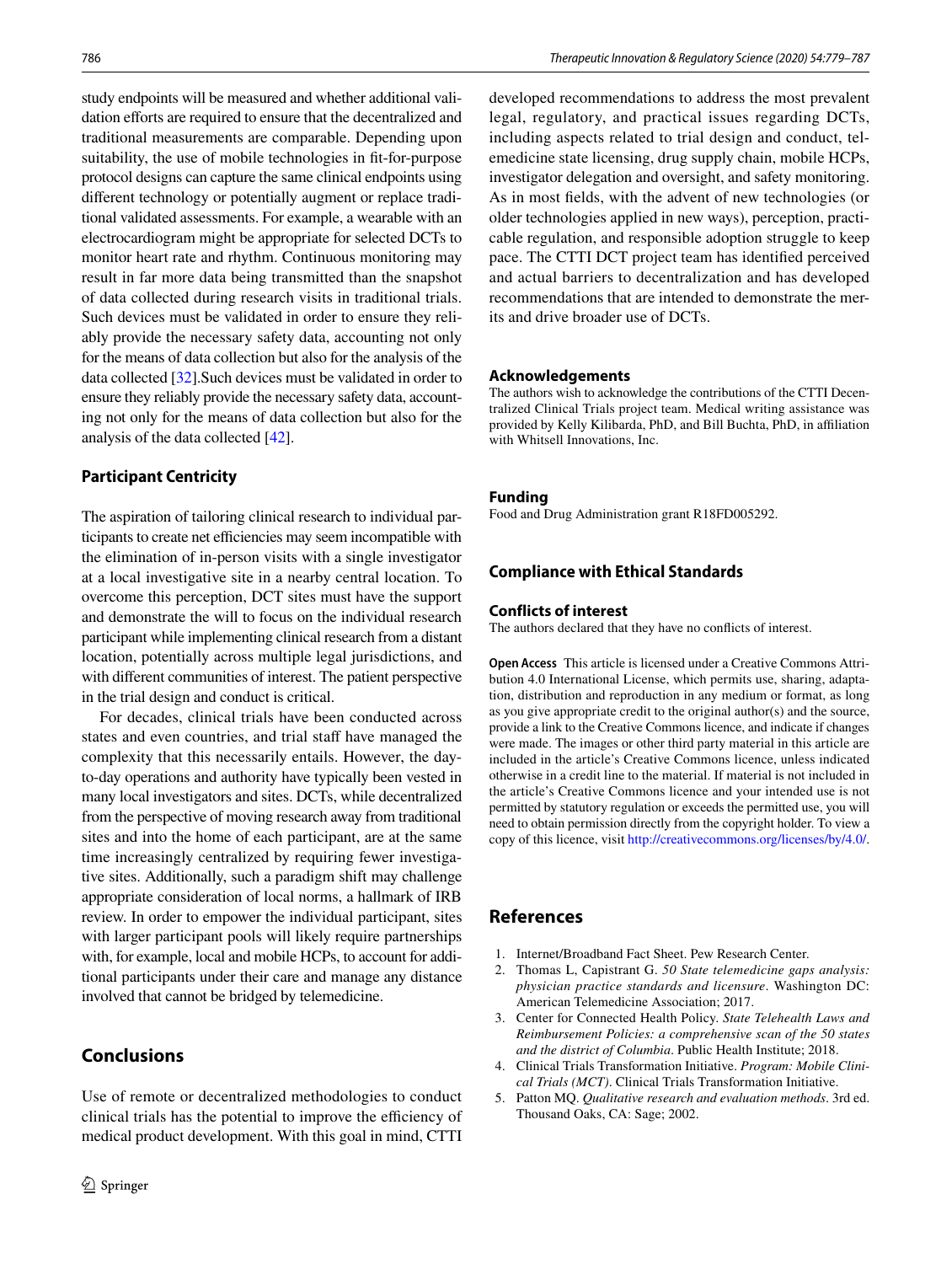study endpoints will be measured and whether additional validation efforts are required to ensure that the decentralized and traditional measurements are comparable. Depending upon suitability, the use of mobile technologies in fit-for-purpose protocol designs can capture the same clinical endpoints using different technology or potentially augment or replace traditional validated assessments. For example, a wearable with an electrocardiogram might be appropriate for selected DCTs to monitor heart rate and rhythm. Continuous monitoring may result in far more data being transmitted than the snapshot of data collected during research visits in traditional trials. Such devices must be validated in order to ensure they reliably provide the necessary safety data, accounting not only for the means of data collection but also for the analysis of the data collected [32].Such devices must be validated in order to ensure they reliably provide the necessary safety data, accounting not only for the means of data collection but also for the analysis of the data collected [42].

### Participant Centricity

The aspiration of tailoring clinical research to individual participants to create net efficiencies may seem incompatible with the elimination of in-person visits with a single investigator at a local investigative site in a nearby central location. To overcome this perception, DCT sites must have the support and demonstrate the will to focus on the individual research participant while implementing clinical research from a distant location, potentially across multiple legal jurisdictions, and with different communities of interest. The patient perspective in the trial design and conduct is critical.

For decades, clinical trials have been conducted across states and even countries, and trial staff have managed the complexity that this necessarily entails. However, the day-to-day operations and authority have typically been vested in many local investigators and sites. DCTs, while decentralized from the perspective of moving research away from traditional sites and into the home of each participant, are at the same time increasingly centralized by requiring fewer investigative sites. Additionally, such a paradigm shift may challenge appropriate consideration of local norms, a hallmark of IRB review. In order to empower the individual participant, sites with larger participant pools will likely require partnerships with, for example, local and mobile HCPs, to account for additional participants under their care and manage any distance involved that cannot be bridged by telemedicine.

## Conclusions

Use of remote or decentralized methodologies to conduct clinical trials has the potential to improve the efficiency of medical product development. With this goal in mind, CTTI developed recommendations to address the most prevalent legal, regulatory, and practical issues regarding DCTs, including aspects related to trial design and conduct, telemedicine state licensing, drug supply chain, mobile HCPs, investigator delegation and oversight, and safety monitoring. As in most fields, with the advent of new technologies (or older technologies applied in new ways), perception, practicable regulation, and responsible adoption struggle to keep pace. The CTTI DCT project team has identified perceived and actual barriers to decentralization and has developed recommendations that are intended to demonstrate the merits and drive broader use of DCTs.

### Acknowledgements

The authors wish to acknowledge the contributions of the CTTI Decentralized Clinical Trials project team. Medical writing assistance was provided by Kelly Kilibarda, PhD, and Bill Buchta, PhD, in affiliation with Whitsell Innovations, Inc.

### Funding

Food and Drug Administration grant R18FD005292.

### Compliance with Ethical Standards

### Conflicts of interest

The authors declared that they have no conflicts of interest.

**Open Access** This article is licensed under a Creative Commons Attribution 4.0 International License, which permits use, sharing, adaptation, distribution and reproduction in any medium or format, as long as you give appropriate credit to the original author(s) and the source, provide a link to the Creative Commons licence, and indicate if changes were made. The images or other third party material in this article are included in the article's Creative Commons licence, unless indicated otherwise in a credit line to the material. If material is not included in the article's Creative Commons licence and your intended use is not permitted by statutory regulation or exceeds the permitted use, you will need to obtain permission directly from the copyright holder. To view a copy of this licence, visit http://creativecommons.org/licenses/by/4.0/.

## References

1. Internet/Broadband Fact Sheet. Pew Research Center.
2. Thomas L, Capistrant G. *50 State telemedicine gaps analysis: physician practice standards and licensure*. Washington DC: American Telemedicine Association; 2017.
3. Center for Connected Health Policy. *State Telehealth Laws and Reimbursement Policies: a comprehensive scan of the 50 states and the district of Columbia*. Public Health Institute; 2018.
4. Clinical Trials Transformation Initiative. *Program: Mobile Clinical Trials (MCT)*. Clinical Trials Transformation Initiative.
5. Patton MQ. *Qualitative research and evaluation methods*. 3rd ed. Thousand Oaks, CA: Sage; 2002.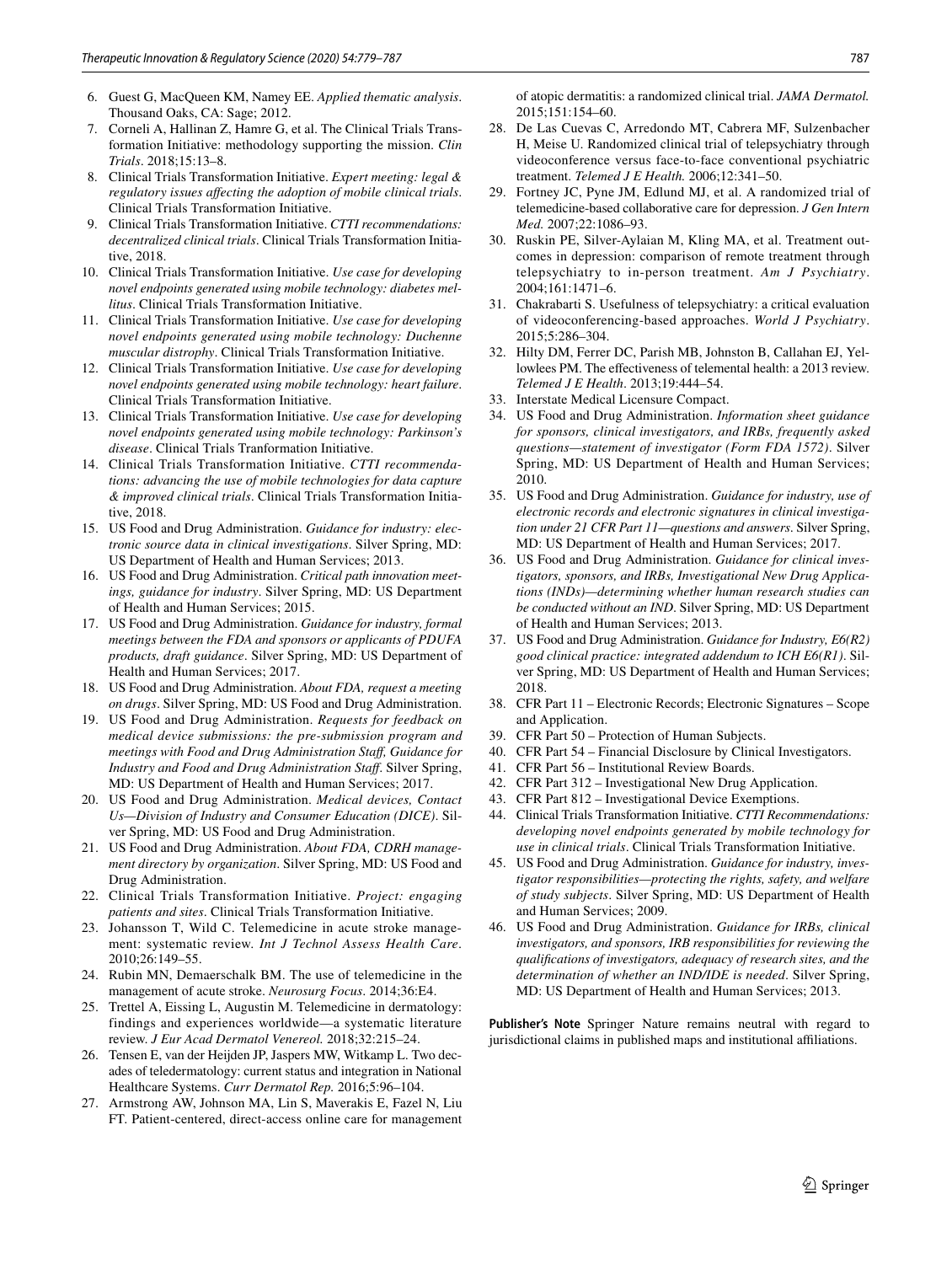6. Guest G, MacQueen KM, Namey EE. *Applied thematic analysis*. Thousand Oaks, CA: Sage; 2012.
7. Corneli A, Hallinan Z, Hamre G, et al. The Clinical Trials Transformation Initiative: methodology supporting the mission. *Clin Trials*. 2018;15:13–8.
8. Clinical Trials Transformation Initiative. *Expert meeting: legal & regulatory issues affecting the adoption of mobile clinical trials*. Clinical Trials Transformation Initiative.
9. Clinical Trials Transformation Initiative. *CTTI recommendations: decentralized clinical trials*. Clinical Trials Transformation Initiative, 2018.
10. Clinical Trials Transformation Initiative. *Use case for developing novel endpoints generated using mobile technology: diabetes mellitus*. Clinical Trials Transformation Initiative.
11. Clinical Trials Transformation Initiative. *Use case for developing novel endpoints generated using mobile technology: Duchenne muscular distrophy*. Clinical Trials Transformation Initiative.
12. Clinical Trials Transformation Initiative. *Use case for developing novel endpoints generated using mobile technology: heart failure*. Clinical Trials Transformation Initiative.
13. Clinical Trials Transformation Initiative. *Use case for developing novel endpoints generated using mobile technology: Parkinson's disease*. Clinical Trials Tranformation Initiative.
14. Clinical Trials Transformation Initiative. *CTTI recommendations: advancing the use of mobile technologies for data capture & improved clinical trials*. Clinical Trials Transformation Initiative, 2018.
15. US Food and Drug Administration. *Guidance for industry: electronic source data in clinical investigations*. Silver Spring, MD: US Department of Health and Human Services; 2013.
16. US Food and Drug Administration. *Critical path innovation meetings, guidance for industry*. Silver Spring, MD: US Department of Health and Human Services; 2015.
17. US Food and Drug Administration. *Guidance for industry, formal meetings between the FDA and sponsors or applicants of PDUFA products, draft guidance*. Silver Spring, MD: US Department of Health and Human Services; 2017.
18. US Food and Drug Administration. *About FDA, request a meeting on drugs*. Silver Spring, MD: US Food and Drug Administration.
19. US Food and Drug Administration. *Requests for feedback on medical device submissions: the pre-submission program and meetings with Food and Drug Administration Staff, Guidance for Industry and Food and Drug Administration Staff*. Silver Spring, MD: US Department of Health and Human Services; 2017.
20. US Food and Drug Administration. *Medical devices, Contact Us—Division of Industry and Consumer Education (DICE)*. Silver Spring, MD: US Food and Drug Administration.
21. US Food and Drug Administration. *About FDA, CDRH management directory by organization*. Silver Spring, MD: US Food and Drug Administration.
22. Clinical Trials Transformation Initiative. *Project: engaging patients and sites*. Clinical Trials Transformation Initiative.
23. Johansson T, Wild C. Telemedicine in acute stroke management: systematic review. *Int J Technol Assess Health Care*. 2010;26:149–55.
24. Rubin MN, Demaerschalk BM. The use of telemedicine in the management of acute stroke. *Neurosurg Focus*. 2014;36:E4.
25. Trettel A, Eissing L, Augustin M. Telemedicine in dermatology: findings and experiences worldwide—a systematic literature review. *J Eur Acad Dermatol Venereol.* 2018;32:215–24.
26. Tensen E, van der Heijden JP, Jaspers MW, Witkamp L. Two decades of teledermatology: current status and integration in National Healthcare Systems. *Curr Dermatol Rep.* 2016;5:96–104.
27. Armstrong AW, Johnson MA, Lin S, Maverakis E, Fazel N, Liu FT. Patient-centered, direct-access online care for management of atopic dermatitis: a randomized clinical trial. *JAMA Dermatol.* 2015;151:154–60.
28. De Las Cuevas C, Arredondo MT, Cabrera MF, Sulzenbacher H, Meise U. Randomized clinical trial of telepsychiatry through videoconference versus face-to-face conventional psychiatric treatment. *Telemed J E Health.* 2006;12:341–50.
29. Fortney JC, Pyne JM, Edlund MJ, et al. A randomized trial of telemedicine-based collaborative care for depression. *J Gen Intern Med.* 2007;22:1086–93.
30. Ruskin PE, Silver-Aylaian M, Kling MA, et al. Treatment outcomes in depression: comparison of remote treatment through telepsychiatry to in-person treatment. *Am J Psychiatry*. 2004;161:1471–6.
31. Chakrabarti S. Usefulness of telepsychiatry: a critical evaluation of videoconferencing-based approaches. *World J Psychiatry*. 2015;5:286–304.
32. Hilty DM, Ferrer DC, Parish MB, Johnston B, Callahan EJ, Yellowlees PM. The effectiveness of telemental health: a 2013 review. *Telemed J E Health*. 2013;19:444–54.
33. Interstate Medical Licensure Compact.
34. US Food and Drug Administration. *Information sheet guidance for sponsors, clinical investigators, and IRBs, frequently asked questions—statement of investigator (Form FDA 1572)*. Silver Spring, MD: US Department of Health and Human Services; 2010.
35. US Food and Drug Administration. *Guidance for industry, use of electronic records and electronic signatures in clinical investigation under 21 CFR Part 11—questions and answers*. Silver Spring, MD: US Department of Health and Human Services; 2017.
36. US Food and Drug Administration. *Guidance for clinical investigators, sponsors, and IRBs, Investigational New Drug Applications (INDs)—determining whether human research studies can be conducted without an IND*. Silver Spring, MD: US Department of Health and Human Services; 2013.
37. US Food and Drug Administration. *Guidance for Industry, E6(R2) good clinical practice: integrated addendum to ICH E6(R1)*. Silver Spring, MD: US Department of Health and Human Services; 2018.
38. CFR Part 11 – Electronic Records; Electronic Signatures – Scope and Application.
39. CFR Part 50 – Protection of Human Subjects.
40. CFR Part 54 – Financial Disclosure by Clinical Investigators.
41. CFR Part 56 – Institutional Review Boards.
42. CFR Part 312 – Investigational New Drug Application.
43. CFR Part 812 – Investigational Device Exemptions.
44. Clinical Trials Transformation Initiative. *CTTI Recommendations: developing novel endpoints generated by mobile technology for use in clinical trials*. Clinical Trials Transformation Initiative.
45. US Food and Drug Administration. *Guidance for industry, investigator responsibilities—protecting the rights, safety, and welfare of study subjects*. Silver Spring, MD: US Department of Health and Human Services; 2009.
46. US Food and Drug Administration. *Guidance for IRBs, clinical investigators, and sponsors, IRB responsibilities for reviewing the qualifications of investigators, adequacy of research sites, and the determination of whether an IND/IDE is needed*. Silver Spring, MD: US Department of Health and Human Services; 2013.

**Publisher's Note** Springer Nature remains neutral with regard to jurisdictional claims in published maps and institutional affiliations.